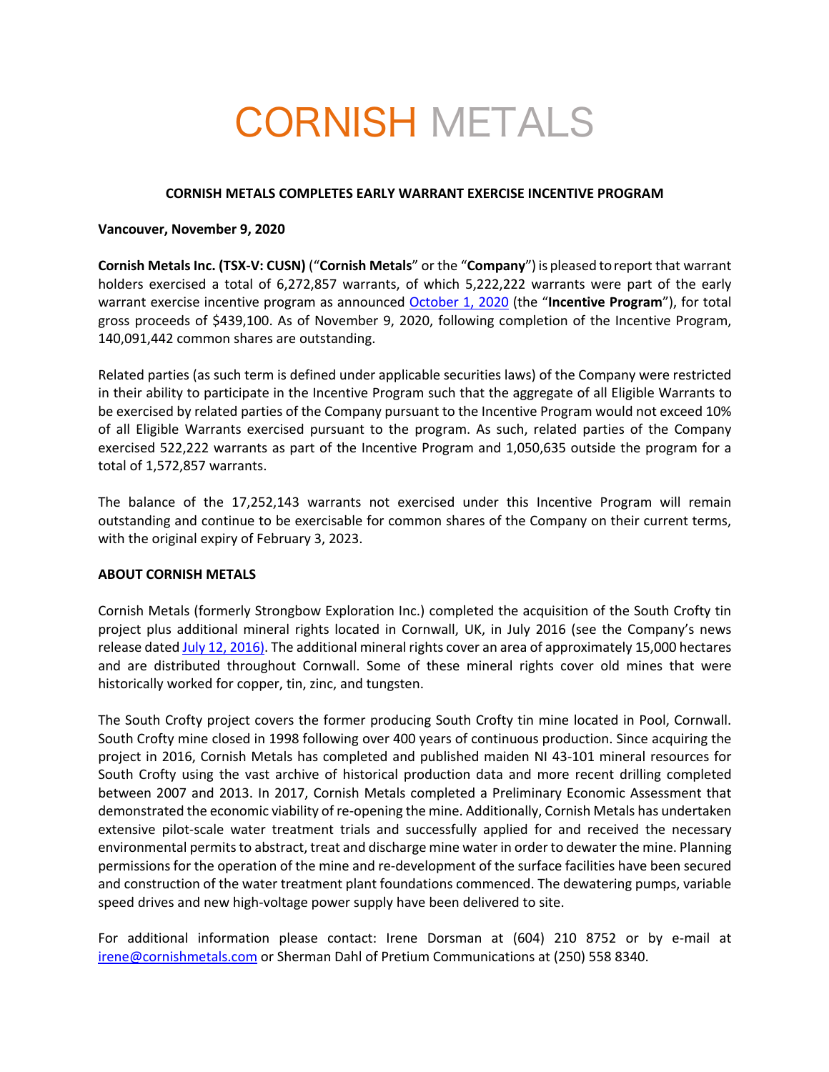# CORNISH METALS

**CORNISH METALS COMPLETES EARLY WARRANT EXERCISE INCENTIVE PROGRAM**

**Vancouver, November 9, 2020**

**Cornish Metals Inc. (TSX-V: CUSN)** ("**Cornish Metals**" or the "**Company**") is pleased to report that warrant holders exercised a total of 6,272,857 warrants, of which 5,222,222 warrants were part of the early warrant exercise incentive program as announced [October 1, 2020](#) (the "**Incentive Program**"), for total gross proceeds of $439,100. As of November 9, 2020, following completion of the Incentive Program, 140,091,442 common shares are outstanding.

Related parties (as such term is defined under applicable securities laws) of the Company were restricted in their ability to participate in the Incentive Program such that the aggregate of all Eligible Warrants to be exercised by related parties of the Company pursuant to the Incentive Program would not exceed 10% of all Eligible Warrants exercised pursuant to the program. As such, related parties of the Company exercised 522,222 warrants as part of the Incentive Program and 1,050,635 outside the program for a total of 1,572,857 warrants.

The balance of the 17,252,143 warrants not exercised under this Incentive Program will remain outstanding and continue to be exercisable for common shares of the Company on their current terms, with the original expiry of February 3, 2023.

**ABOUT CORNISH METALS**

Cornish Metals (formerly Strongbow Exploration Inc.) completed the acquisition of the South Crofty tin project plus additional mineral rights located in Cornwall, UK, in July 2016 (see the Company's news release dated [July 12, 2016)](#). The additional mineral rights cover an area of approximately 15,000 hectares and are distributed throughout Cornwall. Some of these mineral rights cover old mines that were historically worked for copper, tin, zinc, and tungsten.

The South Crofty project covers the former producing South Crofty tin mine located in Pool, Cornwall. South Crofty mine closed in 1998 following over 400 years of continuous production. Since acquiring the project in 2016, Cornish Metals has completed and published maiden NI 43-101 mineral resources for South Crofty using the vast archive of historical production data and more recent drilling completed between 2007 and 2013. In 2017, Cornish Metals completed a Preliminary Economic Assessment that demonstrated the economic viability of re-opening the mine. Additionally, Cornish Metals has undertaken extensive pilot-scale water treatment trials and successfully applied for and received the necessary environmental permits to abstract, treat and discharge mine water in order to dewater the mine. Planning permissions for the operation of the mine and re-development of the surface facilities have been secured and construction of the water treatment plant foundations commenced. The dewatering pumps, variable speed drives and new high-voltage power supply have been delivered to site.

For additional information please contact: Irene Dorsman at (604) 210 8752 or by e-mail at [irene@cornishmetals.com](mailto:irene@cornishmetals.com) or Sherman Dahl of Pretium Communications at (250) 558 8340.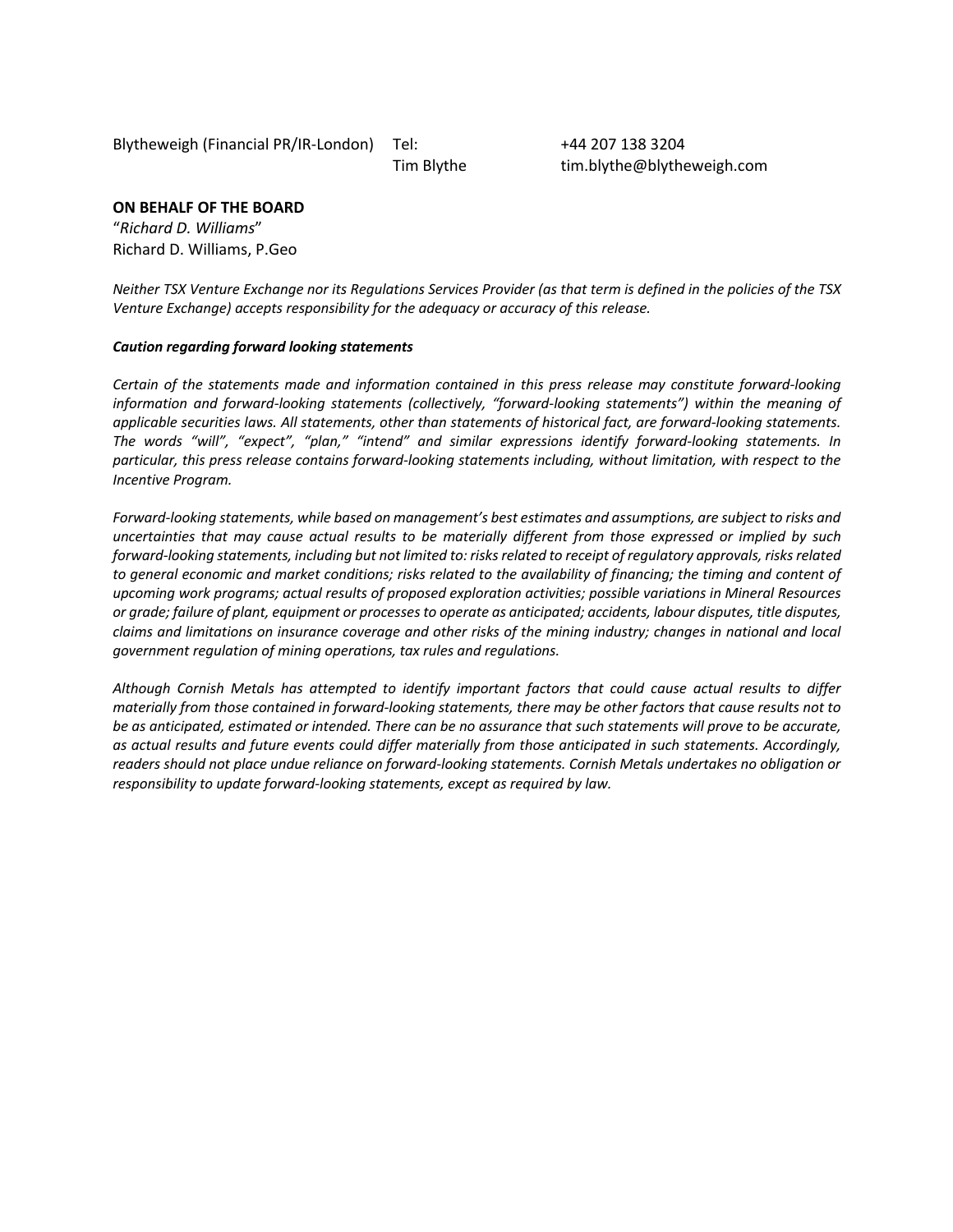| | | |
|---|---|---|
| Blytheweigh (Financial PR/IR-London) | Tel: | +44 207 138 3204 |
| | Tim Blythe | tim.blythe@blytheweigh.com |

**ON BEHALF OF THE BOARD**
"*Richard D. Williams*"
Richard D. Williams, P.Geo

*Neither TSX Venture Exchange nor its Regulations Services Provider (as that term is defined in the policies of the TSX Venture Exchange) accepts responsibility for the adequacy or accuracy of this release.*

***Caution regarding forward looking statements***

*Certain of the statements made and information contained in this press release may constitute forward-looking information and forward-looking statements (collectively, "forward-looking statements") within the meaning of applicable securities laws. All statements, other than statements of historical fact, are forward-looking statements. The words "will", "expect", "plan," "intend" and similar expressions identify forward-looking statements. In particular, this press release contains forward-looking statements including, without limitation, with respect to the Incentive Program.*

*Forward-looking statements, while based on management's best estimates and assumptions, are subject to risks and uncertainties that may cause actual results to be materially different from those expressed or implied by such forward-looking statements, including but not limited to: risks related to receipt of regulatory approvals, risks related to general economic and market conditions; risks related to the availability of financing; the timing and content of upcoming work programs; actual results of proposed exploration activities; possible variations in Mineral Resources or grade; failure of plant, equipment or processes to operate as anticipated; accidents, labour disputes, title disputes, claims and limitations on insurance coverage and other risks of the mining industry; changes in national and local government regulation of mining operations, tax rules and regulations.*

*Although Cornish Metals has attempted to identify important factors that could cause actual results to differ materially from those contained in forward-looking statements, there may be other factors that cause results not to be as anticipated, estimated or intended. There can be no assurance that such statements will prove to be accurate, as actual results and future events could differ materially from those anticipated in such statements. Accordingly, readers should not place undue reliance on forward-looking statements. Cornish Metals undertakes no obligation or responsibility to update forward-looking statements, except as required by law.*